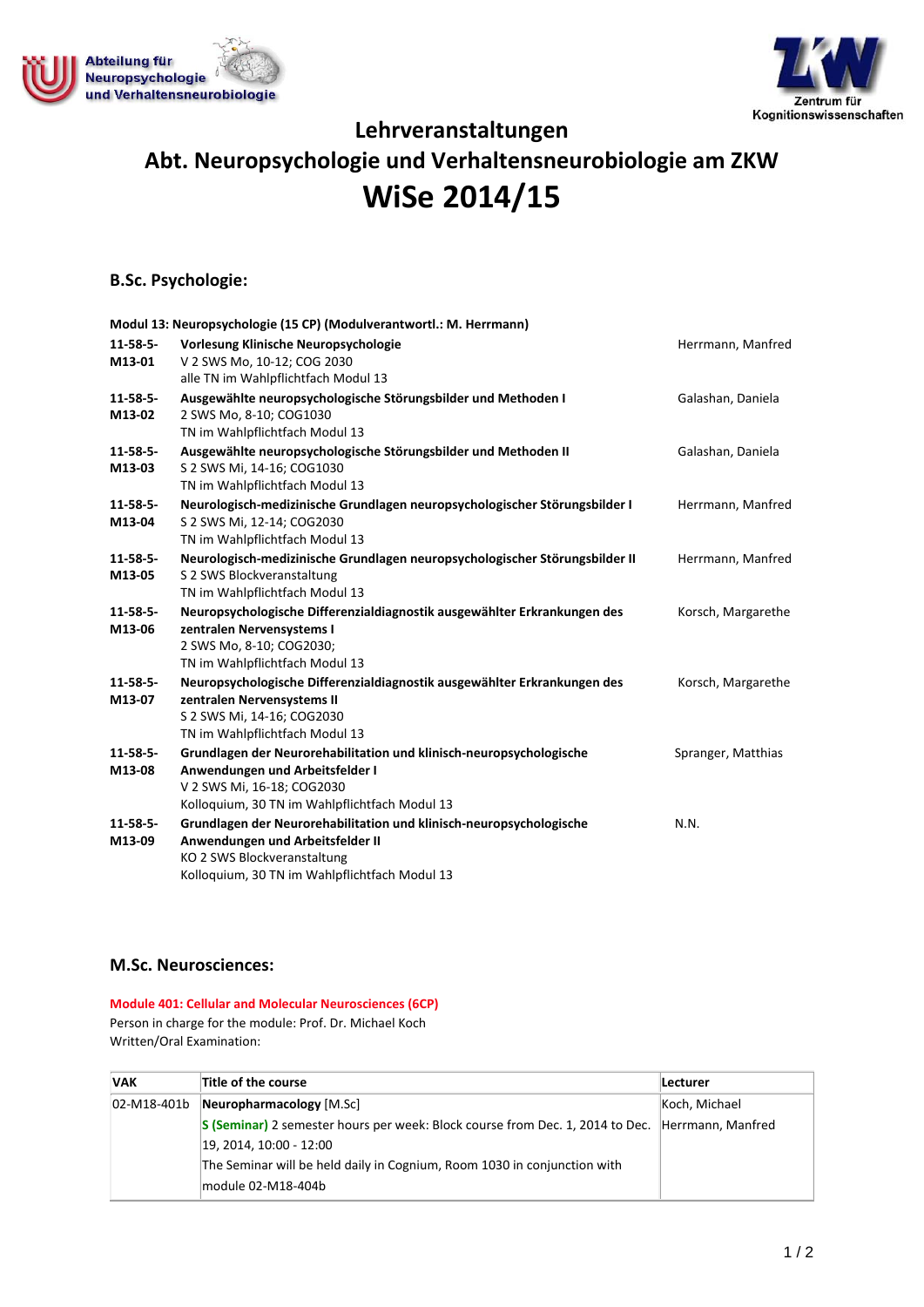Abteilung für Neuropsychologie und Verhaltensneurobiologie

ZKW Zentrum für Kognitionswissenschaften

# Lehrveranstaltungen
# Abt. Neuropsychologie und Verhaltensneurobiologie am ZKW
# WiSe 2014/15

## B.Sc. Psychologie:

**Modul 13: Neuropsychologie (15 CP) (Modulverantwortl.: M. Herrmann)**

| | | |
|---|---|---|
| **11-58-5-M13-01** | **Vorlesung Klinische Neuropsychologie**<br>V 2 SWS Mo, 10-12; COG 2030<br>alle TN im Wahlpflichtfach Modul 13 | Herrmann, Manfred |
| **11-58-5-M13-02** | **Ausgewählte neuropsychologische Störungsbilder und Methoden I**<br>2 SWS Mo, 8-10; COG1030<br>TN im Wahlpflichtfach Modul 13 | Galashan, Daniela |
| **11-58-5-M13-03** | **Ausgewählte neuropsychologische Störungsbilder und Methoden II**<br>S 2 SWS Mi, 14-16; COG1030<br>TN im Wahlpflichtfach Modul 13 | Galashan, Daniela |
| **11-58-5-M13-04** | **Neurologisch-medizinische Grundlagen neuropsychologischer Störungsbilder I**<br>S 2 SWS Mi, 12-14; COG2030<br>TN im Wahlpflichtfach Modul 13 | Herrmann, Manfred |
| **11-58-5-M13-05** | **Neurologisch-medizinische Grundlagen neuropsychologischer Störungsbilder II**<br>S 2 SWS Blockveranstaltung<br>TN im Wahlpflichtfach Modul 13 | Herrmann, Manfred |
| **11-58-5-M13-06** | **Neuropsychologische Differenzialdiagnostik ausgewählter Erkrankungen des zentralen Nervensystems I**<br>2 SWS Mo, 8-10; COG2030;<br>TN im Wahlpflichtfach Modul 13 | Korsch, Margarethe |
| **11-58-5-M13-07** | **Neuropsychologische Differenzialdiagnostik ausgewählter Erkrankungen des zentralen Nervensystems II**<br>S 2 SWS Mi, 14-16; COG2030<br>TN im Wahlpflichtfach Modul 13 | Korsch, Margarethe |
| **11-58-5-M13-08** | **Grundlagen der Neurorehabilitation und klinisch-neuropsychologische Anwendungen und Arbeitsfelder I**<br>V 2 SWS Mi, 16-18; COG2030<br>Kolloquium, 30 TN im Wahlpflichtfach Modul 13 | Spranger, Matthias |
| **11-58-5-M13-09** | **Grundlagen der Neurorehabilitation und klinisch-neuropsychologische Anwendungen und Arbeitsfelder II**<br>KO 2 SWS Blockveranstaltung<br>Kolloquium, 30 TN im Wahlpflichtfach Modul 13 | N.N. |

## M.Sc. Neurosciences:

**Module 401: Cellular and Molecular Neurosciences (6CP)**

Person in charge for the module: Prof. Dr. Michael Koch

Written/Oral Examination:

| VAK | Title of the course | Lecturer |
|---|---|---|
| 02-M18-401b | **Neuropharmacology** [M.Sc]<br>**S (Seminar)** 2 semester hours per week: Block course from Dec. 1, 2014 to Dec. 19, 2014, 10:00 - 12:00<br>The Seminar will be held daily in Cognium, Room 1030 in conjunction with module 02-M18-404b | Koch, Michael<br>Herrmann, Manfred |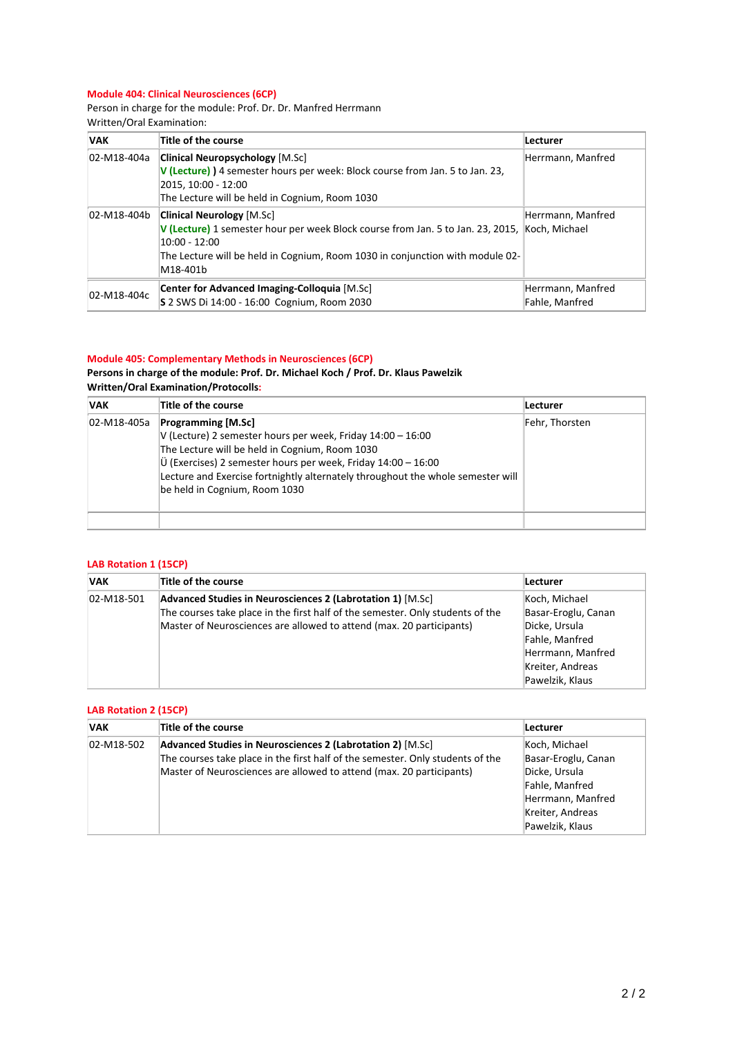## Module 404: Clinical Neurosciences (6CP)

Person in charge for the module: Prof. Dr. Dr. Manfred Herrmann
Written/Oral Examination:

| VAK | Title of the course | Lecturer |
|---|---|---|
| 02-M18-404a | **Clinical Neuropsychology** [M.Sc]<br>**V (Lecture) )** 4 semester hours per week: Block course from Jan. 5 to Jan. 23, 2015, 10:00 - 12:00<br>The Lecture will be held in Cognium, Room 1030 | Herrmann, Manfred |
| 02-M18-404b | **Clinical Neurology** [M.Sc]<br>**V (Lecture)** 1 semester hour per week Block course from Jan. 5 to Jan. 23, 2015, 10:00 - 12:00<br>The Lecture will be held in Cognium, Room 1030 in conjunction with module 02-M18-401b | Herrmann, Manfred<br>Koch, Michael |
| 02-M18-404c | **Center for Advanced Imaging-Colloquia** [M.Sc]<br>**S** 2 SWS Di 14:00 - 16:00 Cognium, Room 2030 | Herrmann, Manfred<br>Fahle, Manfred |

## Module 405: Complementary Methods in Neurosciences (6CP)

**Persons in charge of the module: Prof. Dr. Michael Koch / Prof. Dr. Klaus Pawelzik**
**Written/Oral Examination/Protocolls:**

| VAK | Title of the course | Lecturer |
|---|---|---|
| 02-M18-405a | **Programming [M.Sc]**<br>V (Lecture) 2 semester hours per week, Friday 14:00 – 16:00<br>The Lecture will be held in Cognium, Room 1030<br>Ü (Exercises) 2 semester hours per week, Friday 14:00 – 16:00<br>Lecture and Exercise fortnightly alternately throughout the whole semester will be held in Cognium, Room 1030 | Fehr, Thorsten |
| | | |

## LAB Rotation 1 (15CP)

| VAK | Title of the course | Lecturer |
|---|---|---|
| 02-M18-501 | **Advanced Studies in Neurosciences 2 (Labrotation 1)** [M.Sc]<br>The courses take place in the first half of the semester. Only students of the Master of Neurosciences are allowed to attend (max. 20 participants) | Koch, Michael<br>Basar-Eroglu, Canan<br>Dicke, Ursula<br>Fahle, Manfred<br>Herrmann, Manfred<br>Kreiter, Andreas<br>Pawelzik, Klaus |

## LAB Rotation 2 (15CP)

| VAK | Title of the course | Lecturer |
|---|---|---|
| 02-M18-502 | **Advanced Studies in Neurosciences 2 (Labrotation 2)** [M.Sc]<br>The courses take place in the first half of the semester. Only students of the Master of Neurosciences are allowed to attend (max. 20 participants) | Koch, Michael<br>Basar-Eroglu, Canan<br>Dicke, Ursula<br>Fahle, Manfred<br>Herrmann, Manfred<br>Kreiter, Andreas<br>Pawelzik, Klaus |